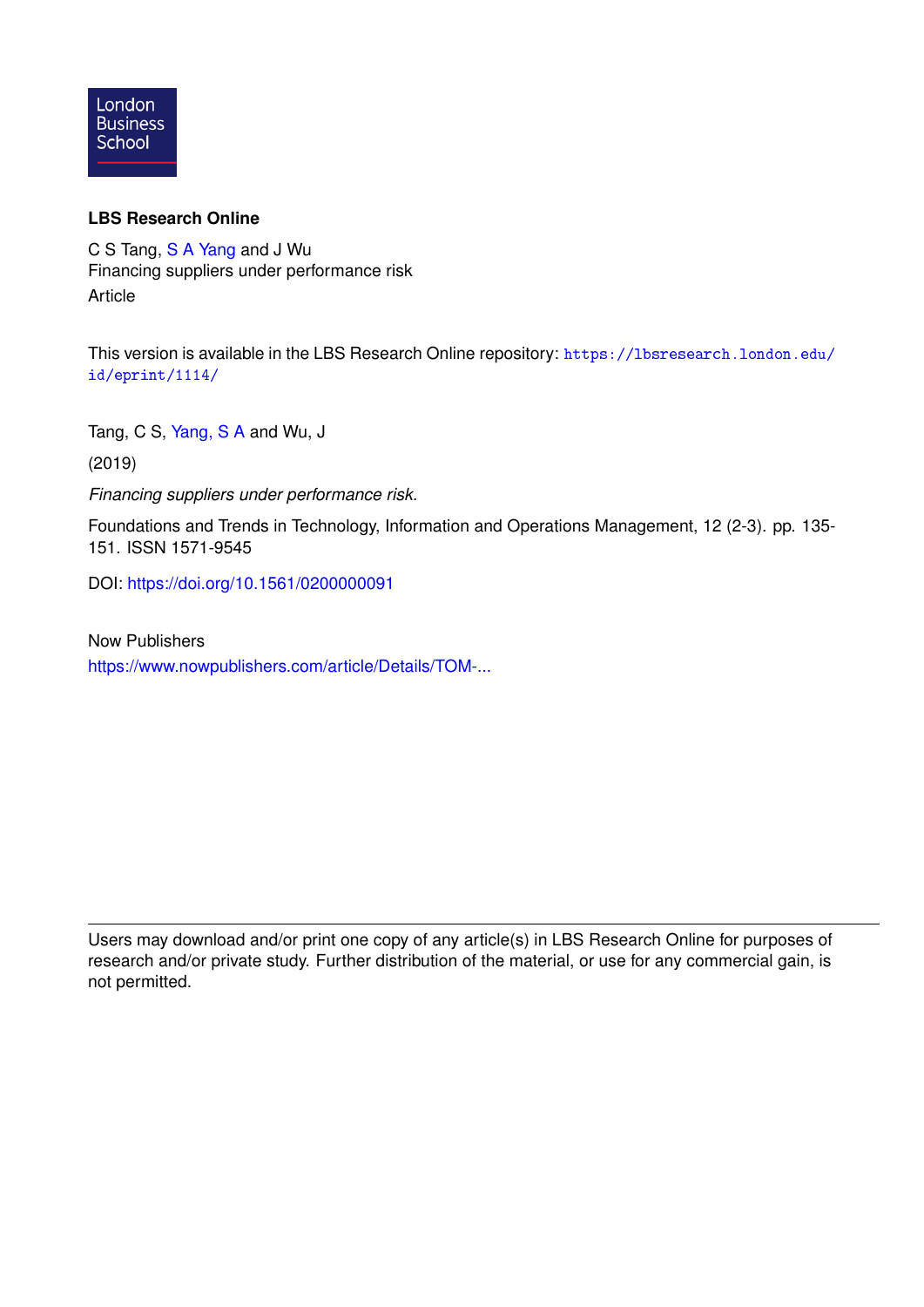London Business School

**LBS Research Online**

C S Tang, S A Yang and J Wu
Financing suppliers under performance risk
Article

This version is available in the LBS Research Online repository: https://lbsresearch.london.edu/id/eprint/1114/

Tang, C S, Yang, S A and Wu, J

(2019)

*Financing suppliers under performance risk.*

Foundations and Trends in Technology, Information and Operations Management, 12 (2-3). pp. 135-151. ISSN 1571-9545

DOI: https://doi.org/10.1561/0200000091

Now Publishers
https://www.nowpublishers.com/article/Details/TOM-...

---

Users may download and/or print one copy of any article(s) in LBS Research Online for purposes of research and/or private study. Further distribution of the material, or use for any commercial gain, is not permitted.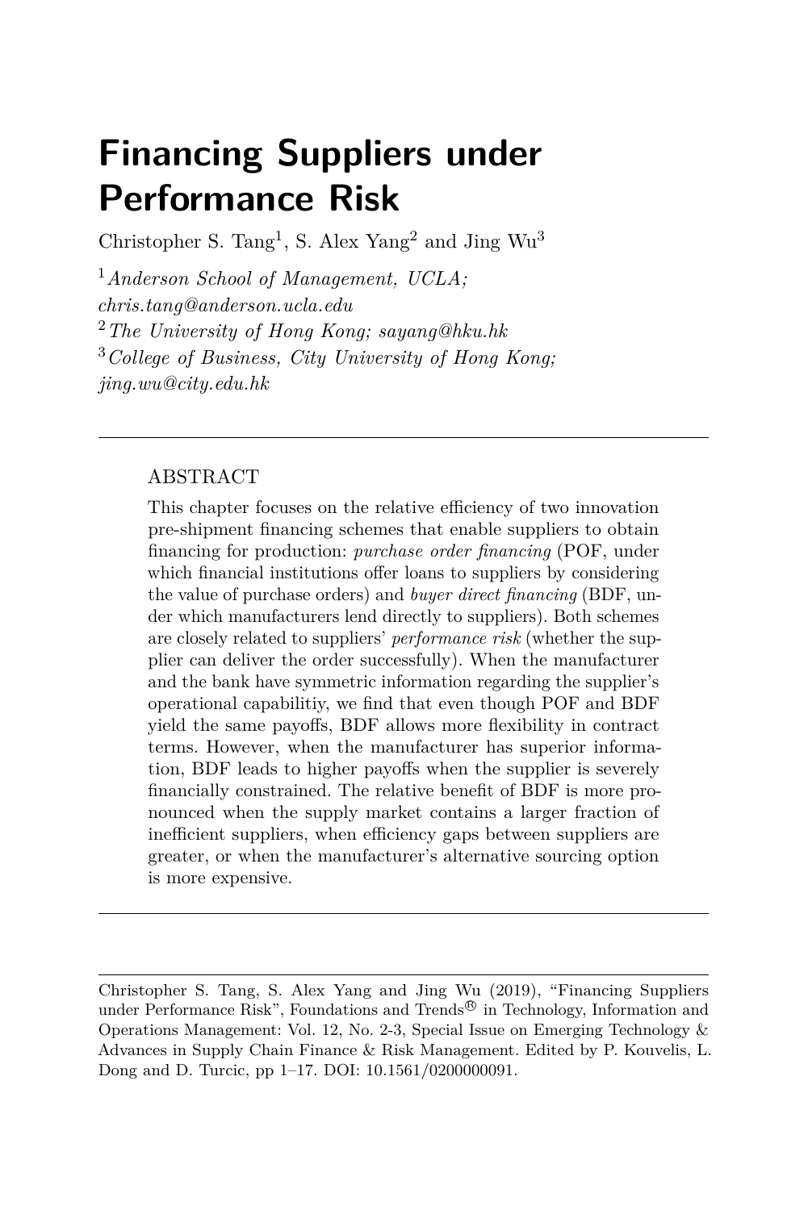# Financing Suppliers under Performance Risk

Christopher S. Tang[1], S. Alex Yang[2] and Jing Wu[3]

[1] *Anderson School of Management, UCLA; chris.tang@anderson.ucla.edu*
[2] *The University of Hong Kong; sayang@hku.hk*
[3] *College of Business, City University of Hong Kong; jing.wu@city.edu.hk*

---

## ABSTRACT

This chapter focuses on the relative efficiency of two innovation pre-shipment financing schemes that enable suppliers to obtain financing for production: *purchase order financing* (POF, under which financial institutions offer loans to suppliers by considering the value of purchase orders) and *buyer direct financing* (BDF, under which manufacturers lend directly to suppliers). Both schemes are closely related to suppliers' *performance risk* (whether the supplier can deliver the order successfully). When the manufacturer and the bank have symmetric information regarding the supplier's operational capabilitiy, we find that even though POF and BDF yield the same payoffs, BDF allows more flexibility in contract terms. However, when the manufacturer has superior information, BDF leads to higher payoffs when the supplier is severely financially constrained. The relative benefit of BDF is more pronounced when the supply market contains a larger fraction of inefficient suppliers, when efficiency gaps between suppliers are greater, or when the manufacturer's alternative sourcing option is more expensive.

---

Christopher S. Tang, S. Alex Yang and Jing Wu (2019), "Financing Suppliers under Performance Risk", Foundations and Trends® in Technology, Information and Operations Management: Vol. 12, No. 2-3, Special Issue on Emerging Technology & Advances in Supply Chain Finance & Risk Management. Edited by P. Kouvelis, L. Dong and D. Turcic, pp 1–17. DOI: 10.1561/0200000091.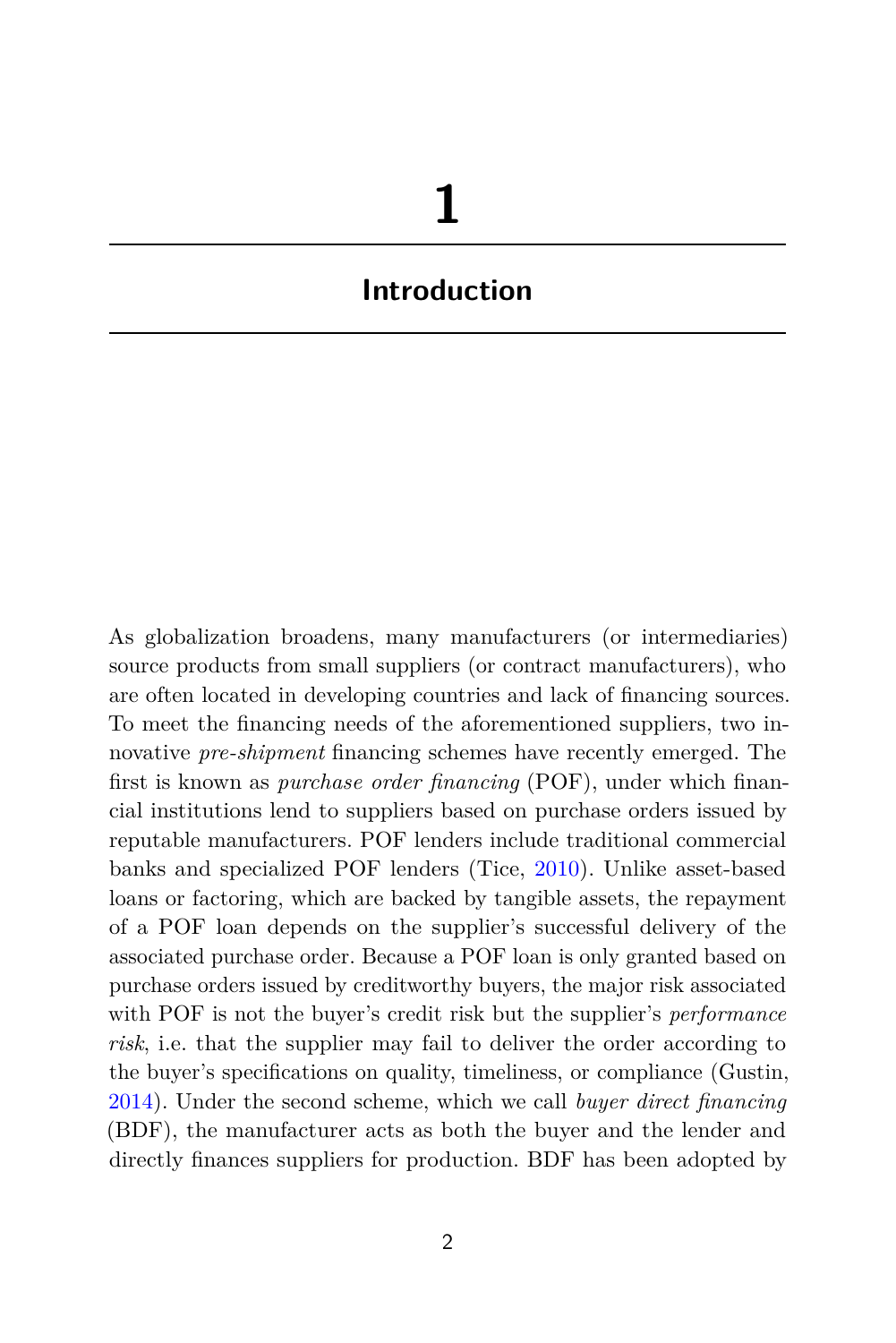# 1

## Introduction

As globalization broadens, many manufacturers (or intermediaries) source products from small suppliers (or contract manufacturers), who are often located in developing countries and lack of financing sources. To meet the financing needs of the aforementioned suppliers, two innovative *pre-shipment* financing schemes have recently emerged. The first is known as *purchase order financing* (POF), under which financial institutions lend to suppliers based on purchase orders issued by reputable manufacturers. POF lenders include traditional commercial banks and specialized POF lenders (Tice, 2010). Unlike asset-based loans or factoring, which are backed by tangible assets, the repayment of a POF loan depends on the supplier's successful delivery of the associated purchase order. Because a POF loan is only granted based on purchase orders issued by creditworthy buyers, the major risk associated with POF is not the buyer's credit risk but the supplier's *performance risk*, i.e. that the supplier may fail to deliver the order according to the buyer's specifications on quality, timeliness, or compliance (Gustin, 2014). Under the second scheme, which we call *buyer direct financing* (BDF), the manufacturer acts as both the buyer and the lender and directly finances suppliers for production. BDF has been adopted by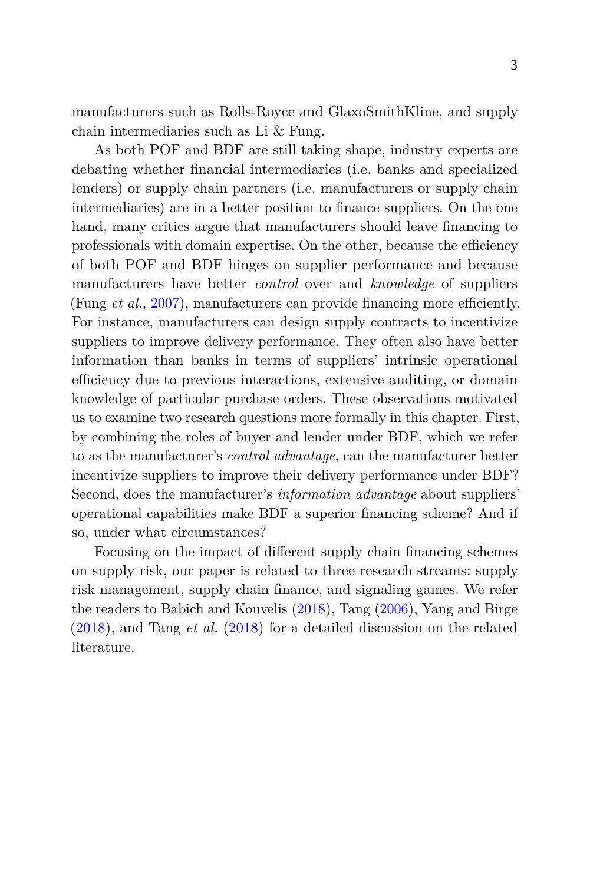manufacturers such as Rolls-Royce and GlaxoSmithKline, and supply chain intermediaries such as Li & Fung.

As both POF and BDF are still taking shape, industry experts are debating whether financial intermediaries (i.e. banks and specialized lenders) or supply chain partners (i.e. manufacturers or supply chain intermediaries) are in a better position to finance suppliers. On the one hand, many critics argue that manufacturers should leave financing to professionals with domain expertise. On the other, because the efficiency of both POF and BDF hinges on supplier performance and because manufacturers have better *control* over and *knowledge* of suppliers (Fung *et al.*, 2007), manufacturers can provide financing more efficiently. For instance, manufacturers can design supply contracts to incentivize suppliers to improve delivery performance. They often also have better information than banks in terms of suppliers' intrinsic operational efficiency due to previous interactions, extensive auditing, or domain knowledge of particular purchase orders. These observations motivated us to examine two research questions more formally in this chapter. First, by combining the roles of buyer and lender under BDF, which we refer to as the manufacturer's *control advantage*, can the manufacturer better incentivize suppliers to improve their delivery performance under BDF? Second, does the manufacturer's *information advantage* about suppliers' operational capabilities make BDF a superior financing scheme? And if so, under what circumstances?

Focusing on the impact of different supply chain financing schemes on supply risk, our paper is related to three research streams: supply risk management, supply chain finance, and signaling games. We refer the readers to Babich and Kouvelis (2018), Tang (2006), Yang and Birge (2018), and Tang *et al.* (2018) for a detailed discussion on the related literature.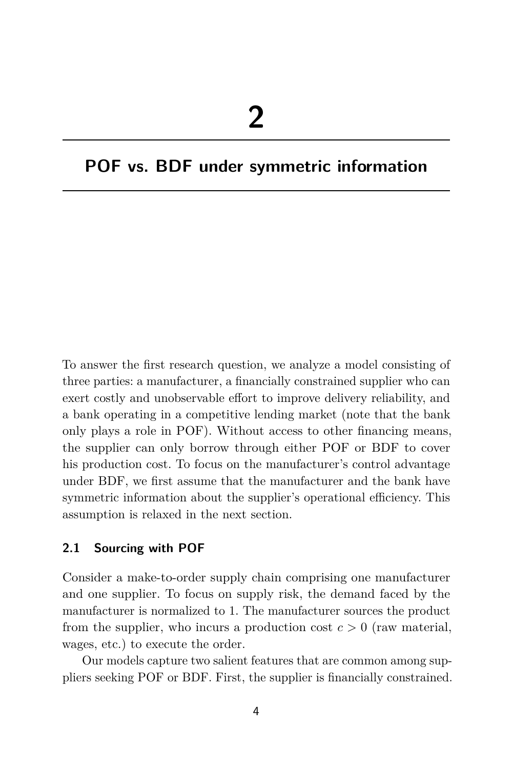# 2

# POF vs. BDF under symmetric information

To answer the first research question, we analyze a model consisting of three parties: a manufacturer, a financially constrained supplier who can exert costly and unobservable effort to improve delivery reliability, and a bank operating in a competitive lending market (note that the bank only plays a role in POF). Without access to other financing means, the supplier can only borrow through either POF or BDF to cover his production cost. To focus on the manufacturer's control advantage under BDF, we first assume that the manufacturer and the bank have symmetric information about the supplier's operational efficiency. This assumption is relaxed in the next section.

## 2.1 Sourcing with POF

Consider a make-to-order supply chain comprising one manufacturer and one supplier. To focus on supply risk, the demand faced by the manufacturer is normalized to 1. The manufacturer sources the product from the supplier, who incurs a production cost $c > 0$ (raw material, wages, etc.) to execute the order.

Our models capture two salient features that are common among suppliers seeking POF or BDF. First, the supplier is financially constrained.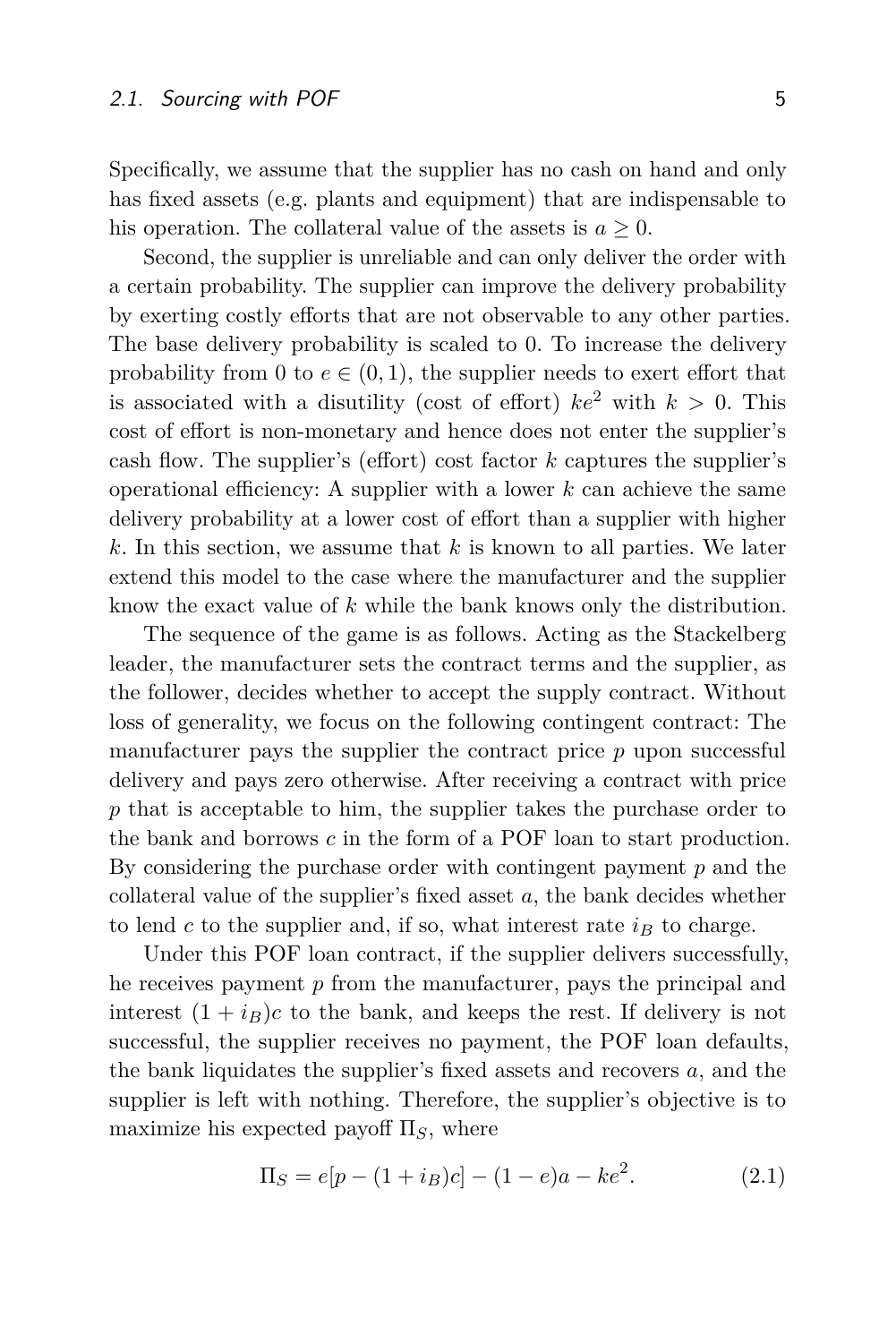Specifically, we assume that the supplier has no cash on hand and only has fixed assets (e.g. plants and equipment) that are indispensable to his operation. The collateral value of the assets is $a \geq 0$.

Second, the supplier is unreliable and can only deliver the order with a certain probability. The supplier can improve the delivery probability by exerting costly efforts that are not observable to any other parties. The base delivery probability is scaled to 0. To increase the delivery probability from 0 to $e \in (0, 1)$, the supplier needs to exert effort that is associated with a disutility (cost of effort) $ke^2$ with $k > 0$. This cost of effort is non-monetary and hence does not enter the supplier's cash flow. The supplier's (effort) cost factor $k$ captures the supplier's operational efficiency: A supplier with a lower $k$ can achieve the same delivery probability at a lower cost of effort than a supplier with higher $k$. In this section, we assume that $k$ is known to all parties. We later extend this model to the case where the manufacturer and the supplier know the exact value of $k$ while the bank knows only the distribution.

The sequence of the game is as follows. Acting as the Stackelberg leader, the manufacturer sets the contract terms and the supplier, as the follower, decides whether to accept the supply contract. Without loss of generality, we focus on the following contingent contract: The manufacturer pays the supplier the contract price $p$ upon successful delivery and pays zero otherwise. After receiving a contract with price $p$ that is acceptable to him, the supplier takes the purchase order to the bank and borrows $c$ in the form of a POF loan to start production. By considering the purchase order with contingent payment $p$ and the collateral value of the supplier's fixed asset $a$, the bank decides whether to lend $c$ to the supplier and, if so, what interest rate $i_B$ to charge.

Under this POF loan contract, if the supplier delivers successfully, he receives payment $p$ from the manufacturer, pays the principal and interest $(1 + i_B)c$ to the bank, and keeps the rest. If delivery is not successful, the supplier receives no payment, the POF loan defaults, the bank liquidates the supplier's fixed assets and recovers $a$, and the supplier is left with nothing. Therefore, the supplier's objective is to maximize his expected payoff $\Pi_S$, where

$$\Pi_S = e[p - (1 + i_B)c] - (1 - e)a - ke^2. \tag{2.1}$$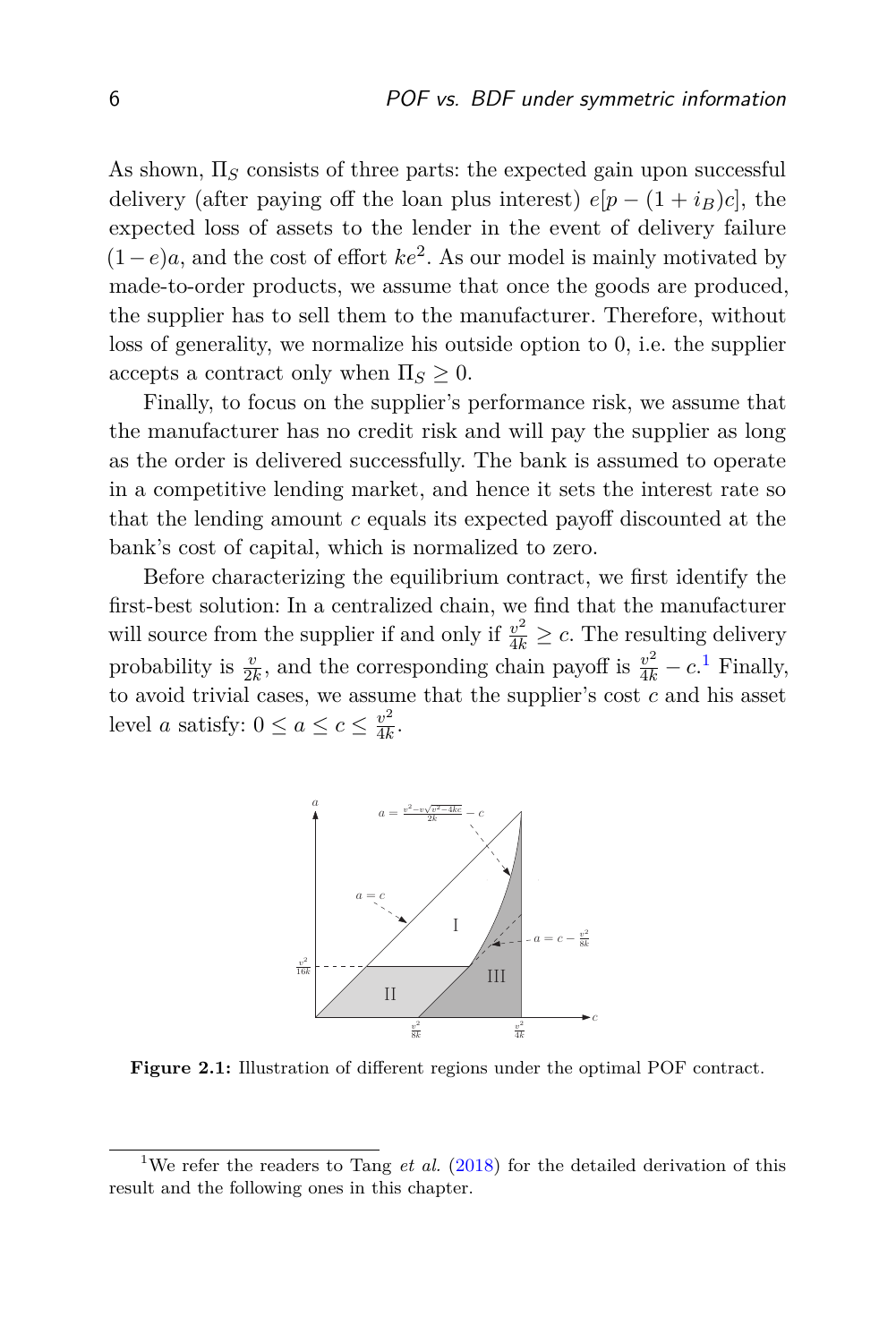As shown, $\Pi_S$ consists of three parts: the expected gain upon successful delivery (after paying off the loan plus interest) $e[p - (1 + i_B)c]$, the expected loss of assets to the lender in the event of delivery failure $(1 - e)a$, and the cost of effort $ke^2$. As our model is mainly motivated by made-to-order products, we assume that once the goods are produced, the supplier has to sell them to the manufacturer. Therefore, without loss of generality, we normalize his outside option to 0, i.e. the supplier accepts a contract only when $\Pi_S \geq 0$.

Finally, to focus on the supplier's performance risk, we assume that the manufacturer has no credit risk and will pay the supplier as long as the order is delivered successfully. The bank is assumed to operate in a competitive lending market, and hence it sets the interest rate so that the lending amount $c$ equals its expected payoff discounted at the bank's cost of capital, which is normalized to zero.

Before characterizing the equilibrium contract, we first identify the first-best solution: In a centralized chain, we find that the manufacturer will source from the supplier if and only if $\frac{v^2}{4k} \geq c$. The resulting delivery probability is $\frac{v}{2k}$, and the corresponding chain payoff is $\frac{v^2}{4k} - c$.[1] Finally, to avoid trivial cases, we assume that the supplier's cost $c$ and his asset level $a$ satisfy: $0 \leq a \leq c \leq \frac{v^2}{4k}$.

**Figure 2.1:** Illustration of different regions under the optimal POF contract.

[1] We refer the readers to Tang *et al.* (2018) for the detailed derivation of this result and the following ones in this chapter.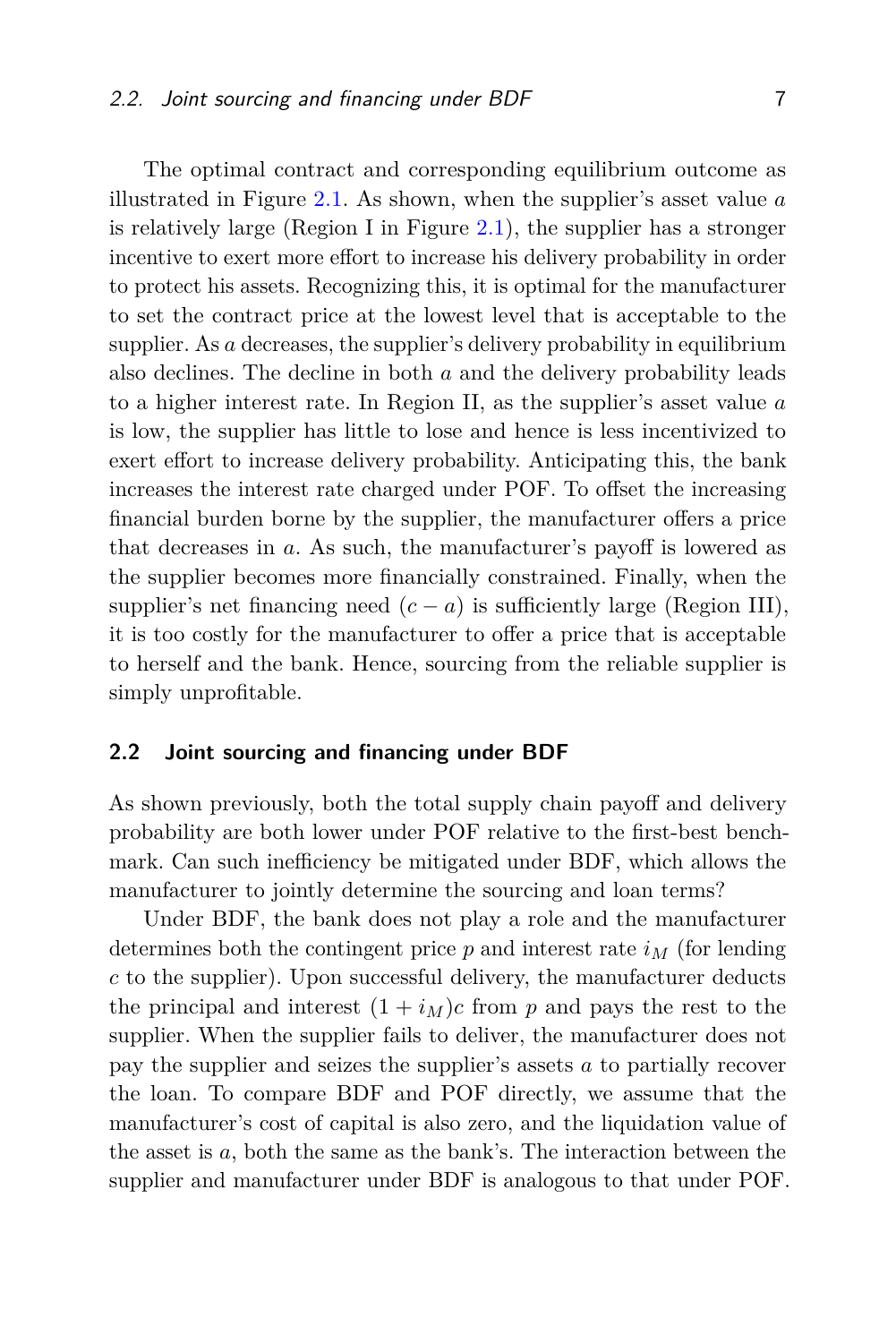The optimal contract and corresponding equilibrium outcome as illustrated in Figure 2.1. As shown, when the supplier's asset value $a$ is relatively large (Region I in Figure 2.1), the supplier has a stronger incentive to exert more effort to increase his delivery probability in order to protect his assets. Recognizing this, it is optimal for the manufacturer to set the contract price at the lowest level that is acceptable to the supplier. As $a$ decreases, the supplier's delivery probability in equilibrium also declines. The decline in both $a$ and the delivery probability leads to a higher interest rate. In Region II, as the supplier's asset value $a$ is low, the supplier has little to lose and hence is less incentivized to exert effort to increase delivery probability. Anticipating this, the bank increases the interest rate charged under POF. To offset the increasing financial burden borne by the supplier, the manufacturer offers a price that decreases in $a$. As such, the manufacturer's payoff is lowered as the supplier becomes more financially constrained. Finally, when the supplier's net financing need $(c - a)$ is sufficiently large (Region III), it is too costly for the manufacturer to offer a price that is acceptable to herself and the bank. Hence, sourcing from the reliable supplier is simply unprofitable.

## 2.2 Joint sourcing and financing under BDF

As shown previously, both the total supply chain payoff and delivery probability are both lower under POF relative to the first-best benchmark. Can such inefficiency be mitigated under BDF, which allows the manufacturer to jointly determine the sourcing and loan terms?

Under BDF, the bank does not play a role and the manufacturer determines both the contingent price $p$ and interest rate $i_M$ (for lending $c$ to the supplier). Upon successful delivery, the manufacturer deducts the principal and interest $(1 + i_M)c$ from $p$ and pays the rest to the supplier. When the supplier fails to deliver, the manufacturer does not pay the supplier and seizes the supplier's assets $a$ to partially recover the loan. To compare BDF and POF directly, we assume that the manufacturer's cost of capital is also zero, and the liquidation value of the asset is $a$, both the same as the bank's. The interaction between the supplier and manufacturer under BDF is analogous to that under POF.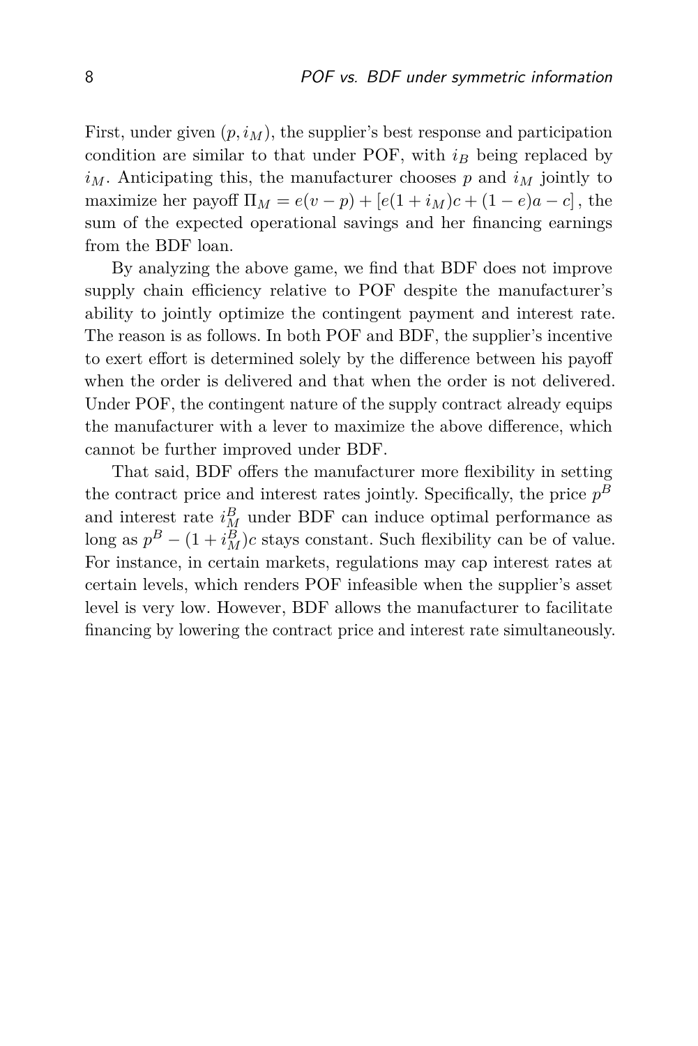First, under given $(p, i_M)$, the supplier's best response and participation condition are similar to that under POF, with $i_B$ being replaced by $i_M$. Anticipating this, the manufacturer chooses $p$ and $i_M$ jointly to maximize her payoff $\Pi_M = e(v - p) + [e(1 + i_M)c + (1 - e)a - c]$, the sum of the expected operational savings and her financing earnings from the BDF loan.

By analyzing the above game, we find that BDF does not improve supply chain efficiency relative to POF despite the manufacturer's ability to jointly optimize the contingent payment and interest rate. The reason is as follows. In both POF and BDF, the supplier's incentive to exert effort is determined solely by the difference between his payoff when the order is delivered and that when the order is not delivered. Under POF, the contingent nature of the supply contract already equips the manufacturer with a lever to maximize the above difference, which cannot be further improved under BDF.

That said, BDF offers the manufacturer more flexibility in setting the contract price and interest rates jointly. Specifically, the price $p^B$ and interest rate $i_M^B$ under BDF can induce optimal performance as long as $p^B - (1 + i_M^B)c$ stays constant. Such flexibility can be of value. For instance, in certain markets, regulations may cap interest rates at certain levels, which renders POF infeasible when the supplier's asset level is very low. However, BDF allows the manufacturer to facilitate financing by lowering the contract price and interest rate simultaneously.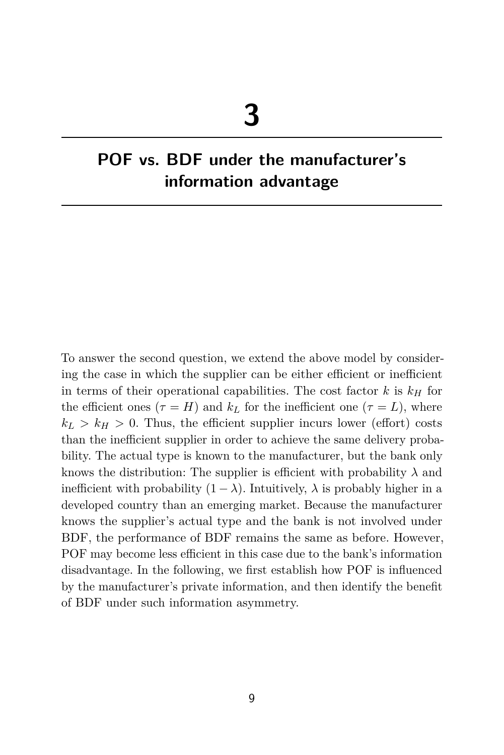# 3

## POF vs. BDF under the manufacturer's information advantage

To answer the second question, we extend the above model by considering the case in which the supplier can be either efficient or inefficient in terms of their operational capabilities. The cost factor $k$ is $k_H$ for the efficient ones ($\tau = H$) and $k_L$ for the inefficient one ($\tau = L$), where $k_L > k_H > 0$. Thus, the efficient supplier incurs lower (effort) costs than the inefficient supplier in order to achieve the same delivery probability. The actual type is known to the manufacturer, but the bank only knows the distribution: The supplier is efficient with probability $\lambda$ and inefficient with probability $(1 - \lambda)$. Intuitively, $\lambda$ is probably higher in a developed country than an emerging market. Because the manufacturer knows the supplier's actual type and the bank is not involved under BDF, the performance of BDF remains the same as before. However, POF may become less efficient in this case due to the bank's information disadvantage. In the following, we first establish how POF is influenced by the manufacturer's private information, and then identify the benefit of BDF under such information asymmetry.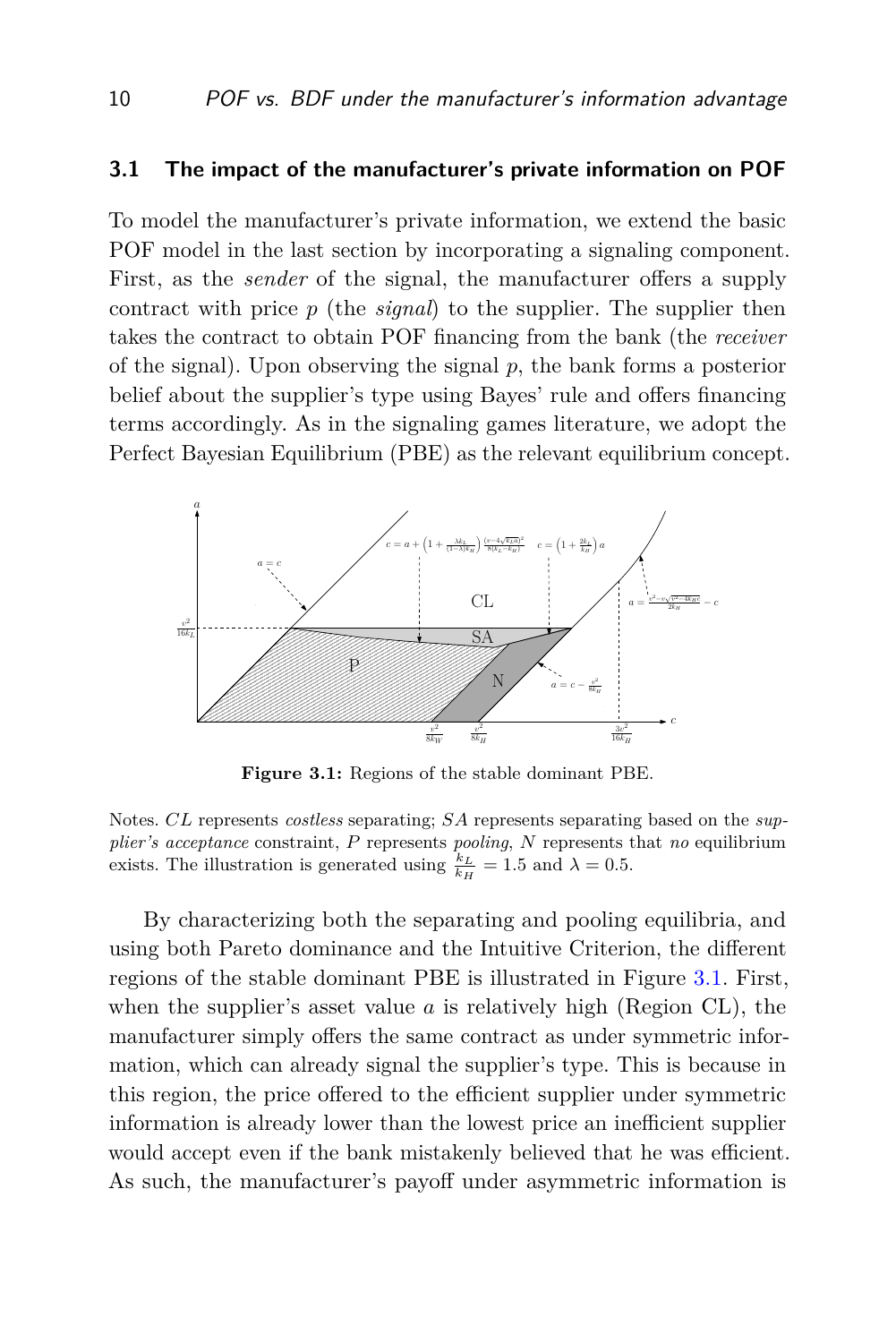## 3.1 The impact of the manufacturer's private information on POF

To model the manufacturer's private information, we extend the basic POF model in the last section by incorporating a signaling component. First, as the *sender* of the signal, the manufacturer offers a supply contract with price $p$ (the *signal*) to the supplier. The supplier then takes the contract to obtain POF financing from the bank (the *receiver* of the signal). Upon observing the signal $p$, the bank forms a posterior belief about the supplier's type using Bayes' rule and offers financing terms accordingly. As in the signaling games literature, we adopt the Perfect Bayesian Equilibrium (PBE) as the relevant equilibrium concept.

**Figure 3.1:** Regions of the stable dominant PBE.

Notes. $CL$ represents *costless* separating; $SA$ represents separating based on the *supplier's acceptance* constraint, $P$ represents *pooling*, $N$ represents that *no* equilibrium exists. The illustration is generated using $\frac{k_L}{k_H} = 1.5$ and $\lambda = 0.5$.

By characterizing both the separating and pooling equilibria, and using both Pareto dominance and the Intuitive Criterion, the different regions of the stable dominant PBE is illustrated in Figure 3.1. First, when the supplier's asset value $a$ is relatively high (Region CL), the manufacturer simply offers the same contract as under symmetric information, which can already signal the supplier's type. This is because in this region, the price offered to the efficient supplier under symmetric information is already lower than the lowest price an inefficient supplier would accept even if the bank mistakenly believed that he was efficient. As such, the manufacturer's payoff under asymmetric information is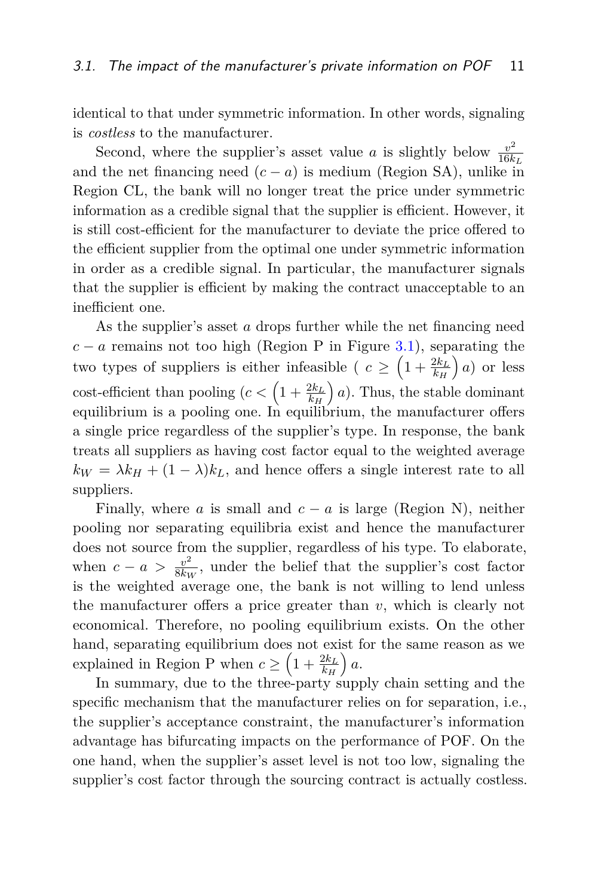identical to that under symmetric information. In other words, signaling is *costless* to the manufacturer.

Second, where the supplier's asset value $a$ is slightly below $\frac{v^2}{16k_L}$ and the net financing need $(c-a)$ is medium (Region SA), unlike in Region CL, the bank will no longer treat the price under symmetric information as a credible signal that the supplier is efficient. However, it is still cost-efficient for the manufacturer to deviate the price offered to the efficient supplier from the optimal one under symmetric information in order as a credible signal. In particular, the manufacturer signals that the supplier is efficient by making the contract unacceptable to an inefficient one.

As the supplier's asset $a$ drops further while the net financing need $c-a$ remains not too high (Region P in Figure 3.1), separating the two types of suppliers is either infeasible ( $c \geq \left(1+\frac{2k_L}{k_H}\right)a$) or less cost-efficient than pooling ($c < \left(1+\frac{2k_L}{k_H}\right)a$). Thus, the stable dominant equilibrium is a pooling one. In equilibrium, the manufacturer offers a single price regardless of the supplier's type. In response, the bank treats all suppliers as having cost factor equal to the weighted average $k_W = \lambda k_H + (1-\lambda)k_L$, and hence offers a single interest rate to all suppliers.

Finally, where $a$ is small and $c-a$ is large (Region N), neither pooling nor separating equilibria exist and hence the manufacturer does not source from the supplier, regardless of his type. To elaborate, when $c - a > \frac{v^2}{8k_W}$, under the belief that the supplier's cost factor is the weighted average one, the bank is not willing to lend unless the manufacturer offers a price greater than $v$, which is clearly not economical. Therefore, no pooling equilibrium exists. On the other hand, separating equilibrium does not exist for the same reason as we explained in Region P when $c \geq \left(1+\frac{2k_L}{k_H}\right)a$.

In summary, due to the three-party supply chain setting and the specific mechanism that the manufacturer relies on for separation, i.e., the supplier's acceptance constraint, the manufacturer's information advantage has bifurcating impacts on the performance of POF. On the one hand, when the supplier's asset level is not too low, signaling the supplier's cost factor through the sourcing contract is actually costless.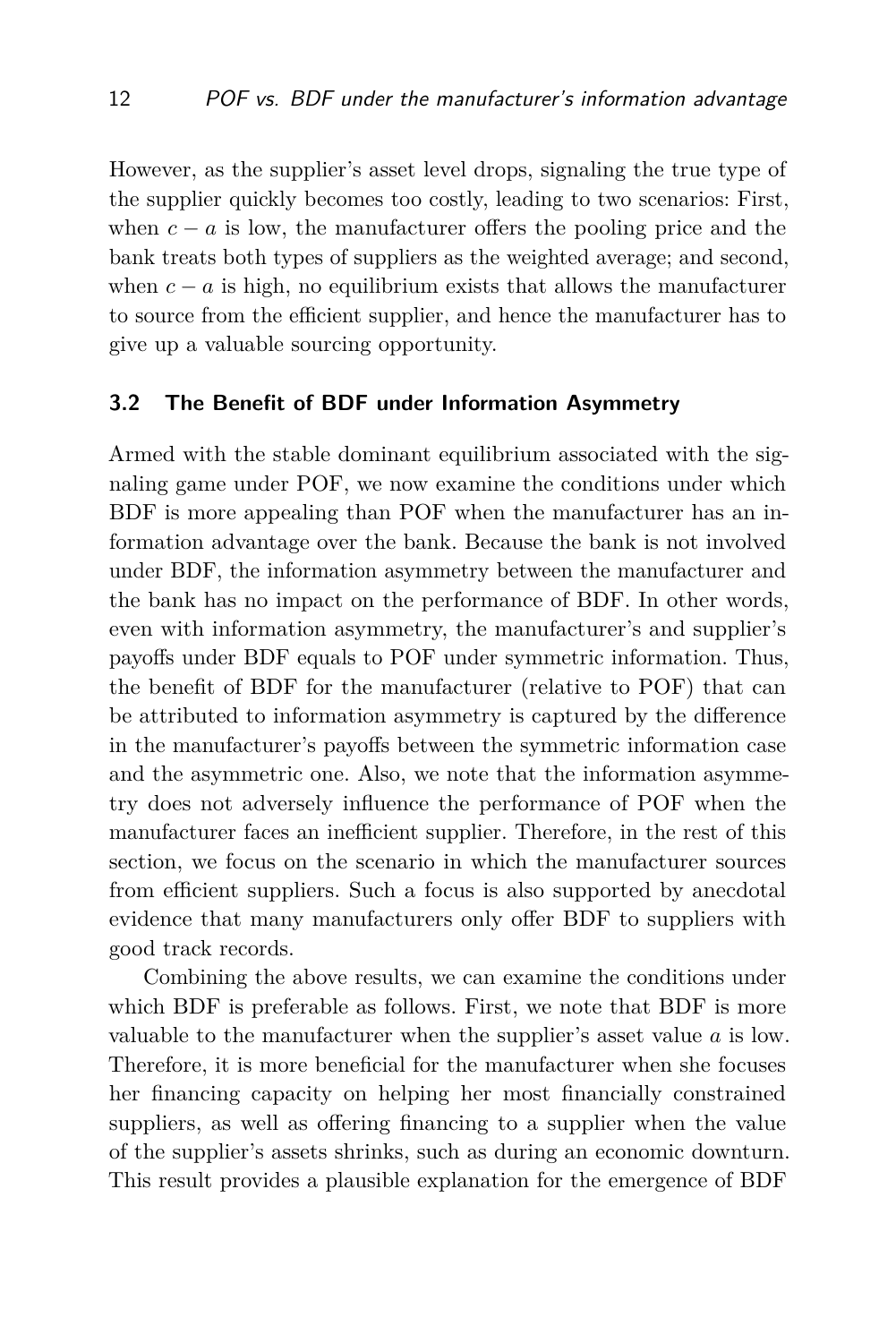However, as the supplier's asset level drops, signaling the true type of the supplier quickly becomes too costly, leading to two scenarios: First, when $c - a$ is low, the manufacturer offers the pooling price and the bank treats both types of suppliers as the weighted average; and second, when $c - a$ is high, no equilibrium exists that allows the manufacturer to source from the efficient supplier, and hence the manufacturer has to give up a valuable sourcing opportunity.

### 3.2 The Benefit of BDF under Information Asymmetry

Armed with the stable dominant equilibrium associated with the signaling game under POF, we now examine the conditions under which BDF is more appealing than POF when the manufacturer has an information advantage over the bank. Because the bank is not involved under BDF, the information asymmetry between the manufacturer and the bank has no impact on the performance of BDF. In other words, even with information asymmetry, the manufacturer's and supplier's payoffs under BDF equals to POF under symmetric information. Thus, the benefit of BDF for the manufacturer (relative to POF) that can be attributed to information asymmetry is captured by the difference in the manufacturer's payoffs between the symmetric information case and the asymmetric one. Also, we note that the information asymmetry does not adversely influence the performance of POF when the manufacturer faces an inefficient supplier. Therefore, in the rest of this section, we focus on the scenario in which the manufacturer sources from efficient suppliers. Such a focus is also supported by anecdotal evidence that many manufacturers only offer BDF to suppliers with good track records.

Combining the above results, we can examine the conditions under which BDF is preferable as follows. First, we note that BDF is more valuable to the manufacturer when the supplier's asset value $a$ is low. Therefore, it is more beneficial for the manufacturer when she focuses her financing capacity on helping her most financially constrained suppliers, as well as offering financing to a supplier when the value of the supplier's assets shrinks, such as during an economic downturn. This result provides a plausible explanation for the emergence of BDF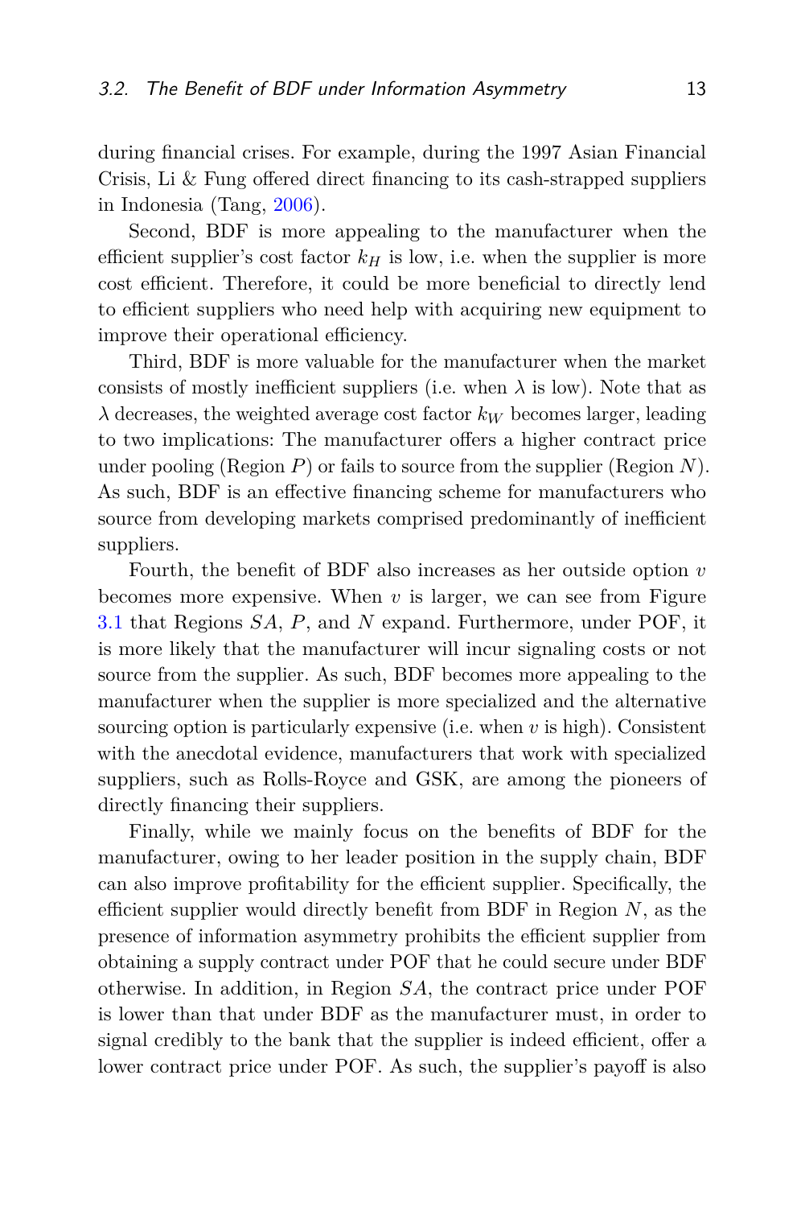during financial crises. For example, during the 1997 Asian Financial Crisis, Li & Fung offered direct financing to its cash-strapped suppliers in Indonesia (Tang, 2006).

Second, BDF is more appealing to the manufacturer when the efficient supplier's cost factor $k_H$ is low, i.e. when the supplier is more cost efficient. Therefore, it could be more beneficial to directly lend to efficient suppliers who need help with acquiring new equipment to improve their operational efficiency.

Third, BDF is more valuable for the manufacturer when the market consists of mostly inefficient suppliers (i.e. when $\lambda$ is low). Note that as $\lambda$ decreases, the weighted average cost factor $k_W$ becomes larger, leading to two implications: The manufacturer offers a higher contract price under pooling (Region $P$) or fails to source from the supplier (Region $N$). As such, BDF is an effective financing scheme for manufacturers who source from developing markets comprised predominantly of inefficient suppliers.

Fourth, the benefit of BDF also increases as her outside option $v$ becomes more expensive. When $v$ is larger, we can see from Figure 3.1 that Regions $SA$, $P$, and $N$ expand. Furthermore, under POF, it is more likely that the manufacturer will incur signaling costs or not source from the supplier. As such, BDF becomes more appealing to the manufacturer when the supplier is more specialized and the alternative sourcing option is particularly expensive (i.e. when $v$ is high). Consistent with the anecdotal evidence, manufacturers that work with specialized suppliers, such as Rolls-Royce and GSK, are among the pioneers of directly financing their suppliers.

Finally, while we mainly focus on the benefits of BDF for the manufacturer, owing to her leader position in the supply chain, BDF can also improve profitability for the efficient supplier. Specifically, the efficient supplier would directly benefit from BDF in Region $N$, as the presence of information asymmetry prohibits the efficient supplier from obtaining a supply contract under POF that he could secure under BDF otherwise. In addition, in Region $SA$, the contract price under POF is lower than that under BDF as the manufacturer must, in order to signal credibly to the bank that the supplier is indeed efficient, offer a lower contract price under POF. As such, the supplier's payoff is also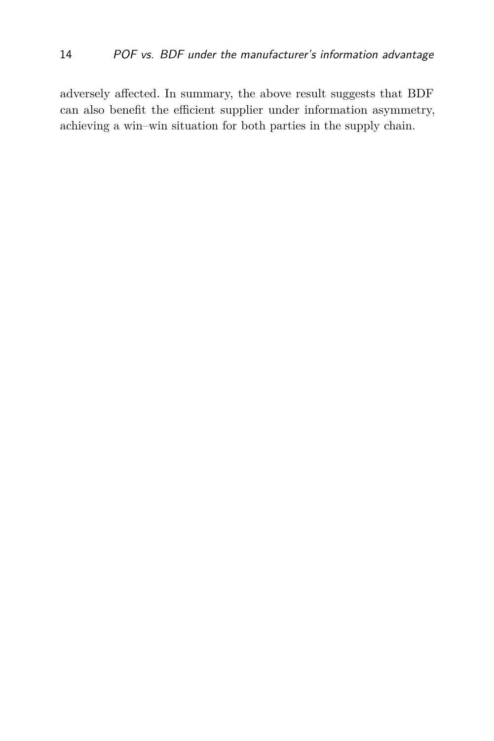adversely affected. In summary, the above result suggests that BDF can also benefit the efficient supplier under information asymmetry, achieving a win–win situation for both parties in the supply chain.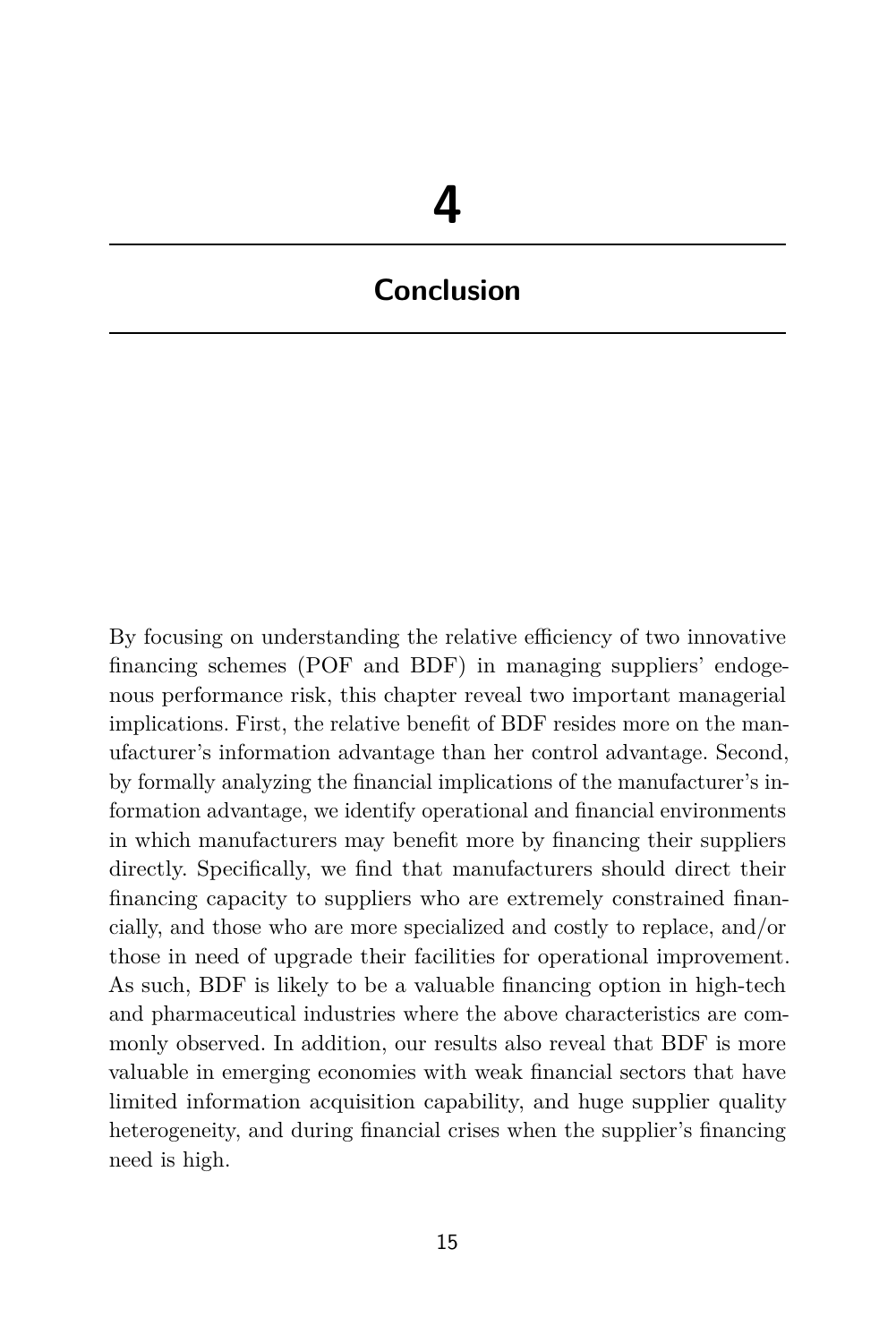# 4

# Conclusion

By focusing on understanding the relative efficiency of two innovative financing schemes (POF and BDF) in managing suppliers' endogenous performance risk, this chapter reveal two important managerial implications. First, the relative benefit of BDF resides more on the manufacturer's information advantage than her control advantage. Second, by formally analyzing the financial implications of the manufacturer's information advantage, we identify operational and financial environments in which manufacturers may benefit more by financing their suppliers directly. Specifically, we find that manufacturers should direct their financing capacity to suppliers who are extremely constrained financially, and those who are more specialized and costly to replace, and/or those in need of upgrade their facilities for operational improvement. As such, BDF is likely to be a valuable financing option in high-tech and pharmaceutical industries where the above characteristics are commonly observed. In addition, our results also reveal that BDF is more valuable in emerging economies with weak financial sectors that have limited information acquisition capability, and huge supplier quality heterogeneity, and during financial crises when the supplier's financing need is high.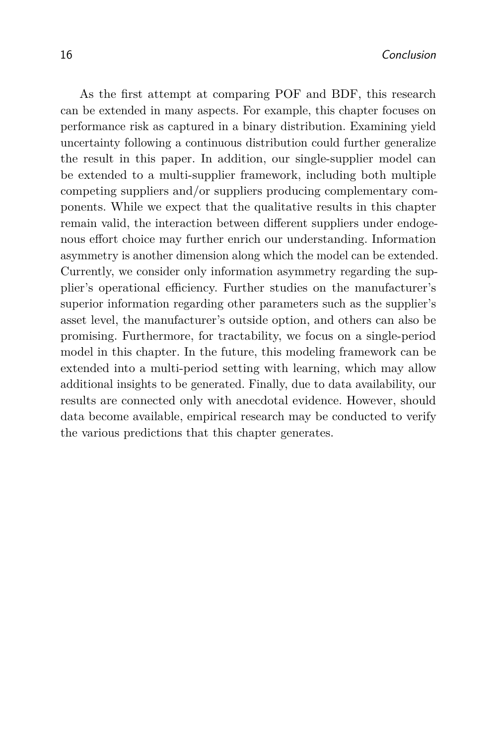As the first attempt at comparing POF and BDF, this research can be extended in many aspects. For example, this chapter focuses on performance risk as captured in a binary distribution. Examining yield uncertainty following a continuous distribution could further generalize the result in this paper. In addition, our single-supplier model can be extended to a multi-supplier framework, including both multiple competing suppliers and/or suppliers producing complementary components. While we expect that the qualitative results in this chapter remain valid, the interaction between different suppliers under endogenous effort choice may further enrich our understanding. Information asymmetry is another dimension along which the model can be extended. Currently, we consider only information asymmetry regarding the supplier's operational efficiency. Further studies on the manufacturer's superior information regarding other parameters such as the supplier's asset level, the manufacturer's outside option, and others can also be promising. Furthermore, for tractability, we focus on a single-period model in this chapter. In the future, this modeling framework can be extended into a multi-period setting with learning, which may allow additional insights to be generated. Finally, due to data availability, our results are connected only with anecdotal evidence. However, should data become available, empirical research may be conducted to verify the various predictions that this chapter generates.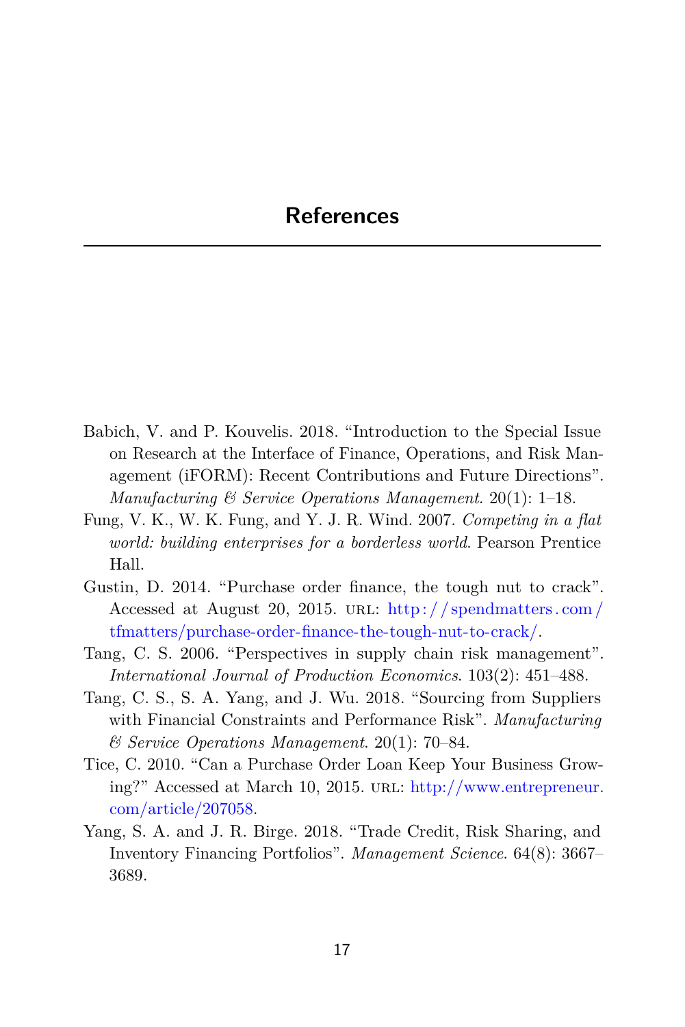# References

Babich, V. and P. Kouvelis. 2018. "Introduction to the Special Issue on Research at the Interface of Finance, Operations, and Risk Management (iFORM): Recent Contributions and Future Directions". *Manufacturing & Service Operations Management*. 20(1): 1–18.

Fung, V. K., W. K. Fung, and Y. J. R. Wind. 2007. *Competing in a flat world: building enterprises for a borderless world*. Pearson Prentice Hall.

Gustin, D. 2014. "Purchase order finance, the tough nut to crack". Accessed at August 20, 2015. URL: http://spendmatters.com/tfmatters/purchase-order-finance-the-tough-nut-to-crack/.

Tang, C. S. 2006. "Perspectives in supply chain risk management". *International Journal of Production Economics*. 103(2): 451–488.

Tang, C. S., S. A. Yang, and J. Wu. 2018. "Sourcing from Suppliers with Financial Constraints and Performance Risk". *Manufacturing & Service Operations Management*. 20(1): 70–84.

Tice, C. 2010. "Can a Purchase Order Loan Keep Your Business Growing?" Accessed at March 10, 2015. URL: http://www.entrepreneur.com/article/207058.

Yang, S. A. and J. R. Birge. 2018. "Trade Credit, Risk Sharing, and Inventory Financing Portfolios". *Management Science*. 64(8): 3667–3689.